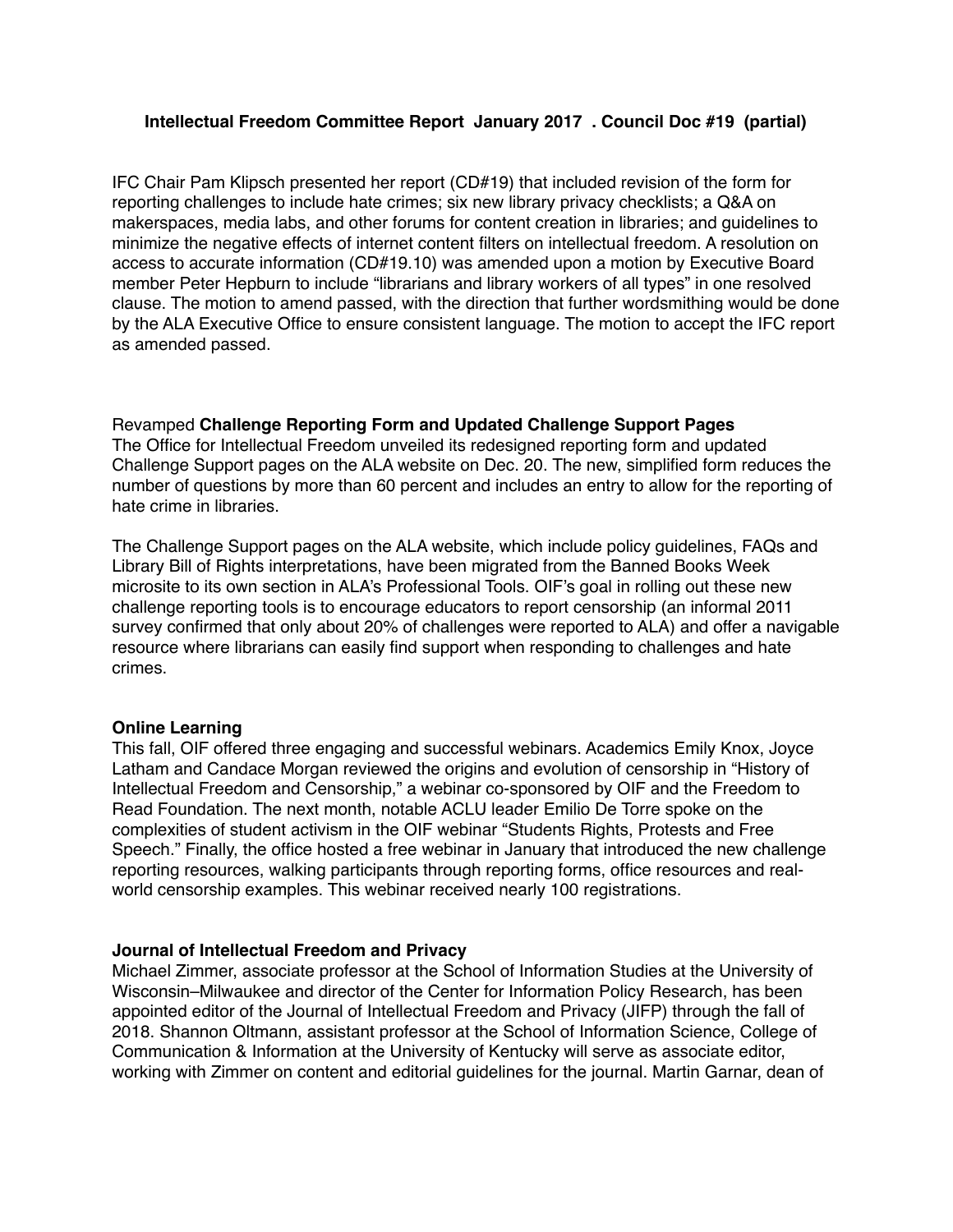**Intellectual Freedom Committee Report January 2017 . Council Doc #19 (partial)**

IFC Chair Pam Klipsch presented her report (CD#19) that included revision of the form for reporting challenges to include hate crimes; six new library privacy checklists; a Q&A on makerspaces, media labs, and other forums for content creation in libraries; and guidelines to minimize the negative effects of internet content filters on intellectual freedom. A resolution on access to accurate information (CD#19.10) was amended upon a motion by Executive Board member Peter Hepburn to include "librarians and library workers of all types" in one resolved clause. The motion to amend passed, with the direction that further wordsmithing would be done by the ALA Executive Office to ensure consistent language. The motion to accept the IFC report as amended passed.

Revamped **Challenge Reporting Form and Updated Challenge Support Pages**
The Office for Intellectual Freedom unveiled its redesigned reporting form and updated Challenge Support pages on the ALA website on Dec. 20. The new, simplified form reduces the number of questions by more than 60 percent and includes an entry to allow for the reporting of hate crime in libraries.

The Challenge Support pages on the ALA website, which include policy guidelines, FAQs and Library Bill of Rights interpretations, have been migrated from the Banned Books Week microsite to its own section in ALA's Professional Tools. OIF's goal in rolling out these new challenge reporting tools is to encourage educators to report censorship (an informal 2011 survey confirmed that only about 20% of challenges were reported to ALA) and offer a navigable resource where librarians can easily find support when responding to challenges and hate crimes.

**Online Learning**
This fall, OIF offered three engaging and successful webinars. Academics Emily Knox, Joyce Latham and Candace Morgan reviewed the origins and evolution of censorship in "History of Intellectual Freedom and Censorship," a webinar co-sponsored by OIF and the Freedom to Read Foundation. The next month, notable ACLU leader Emilio De Torre spoke on the complexities of student activism in the OIF webinar "Students Rights, Protests and Free Speech." Finally, the office hosted a free webinar in January that introduced the new challenge reporting resources, walking participants through reporting forms, office resources and real-world censorship examples. This webinar received nearly 100 registrations.

**Journal of Intellectual Freedom and Privacy**
Michael Zimmer, associate professor at the School of Information Studies at the University of Wisconsin–Milwaukee and director of the Center for Information Policy Research, has been appointed editor of the Journal of Intellectual Freedom and Privacy (JIFP) through the fall of 2018. Shannon Oltmann, assistant professor at the School of Information Science, College of Communication & Information at the University of Kentucky will serve as associate editor, working with Zimmer on content and editorial guidelines for the journal. Martin Garnar, dean of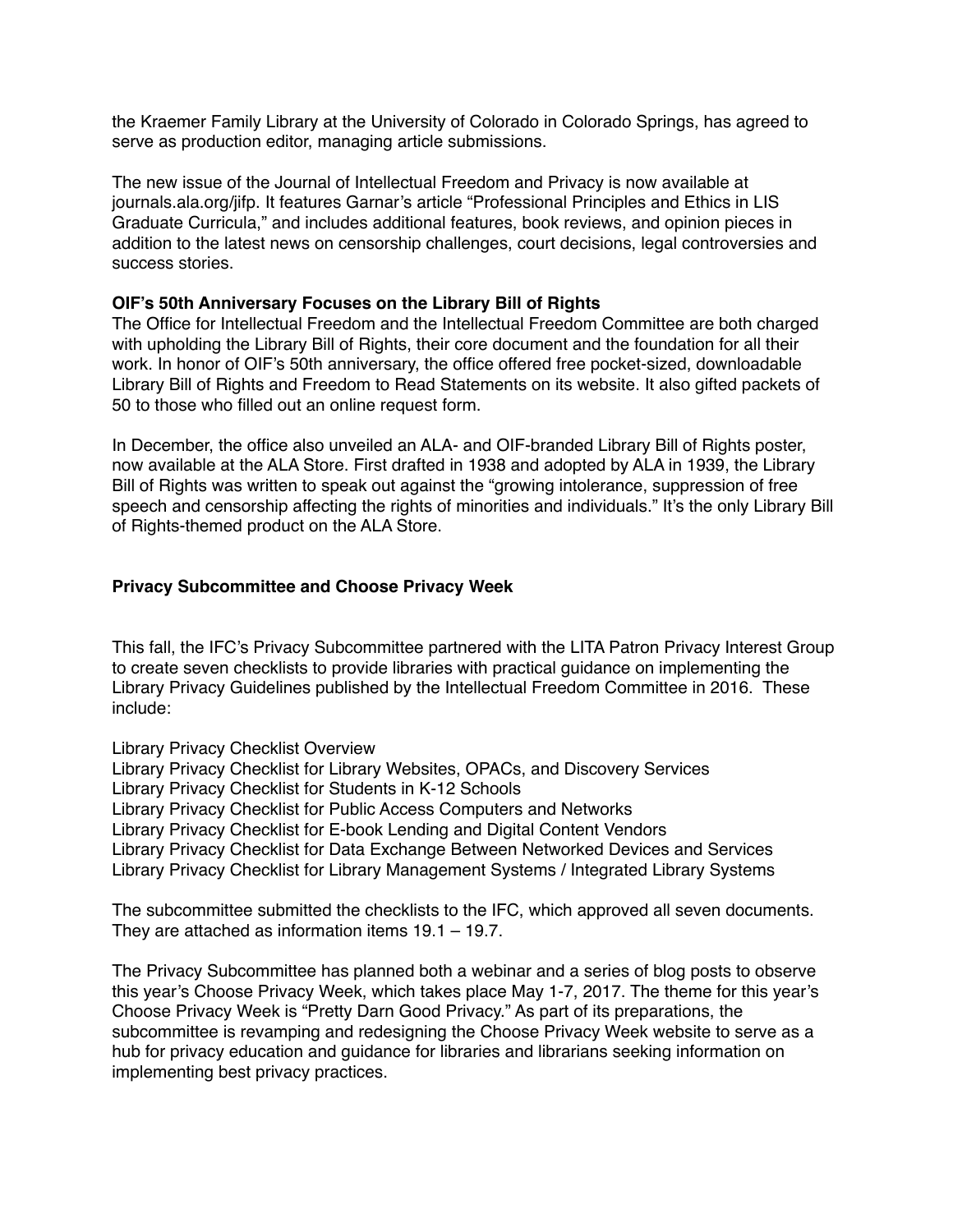the Kraemer Family Library at the University of Colorado in Colorado Springs, has agreed to serve as production editor, managing article submissions.

The new issue of the Journal of Intellectual Freedom and Privacy is now available at journals.ala.org/jifp. It features Garnar's article "Professional Principles and Ethics in LIS Graduate Curricula," and includes additional features, book reviews, and opinion pieces in addition to the latest news on censorship challenges, court decisions, legal controversies and success stories.

**OIF's 50th Anniversary Focuses on the Library Bill of Rights**

The Office for Intellectual Freedom and the Intellectual Freedom Committee are both charged with upholding the Library Bill of Rights, their core document and the foundation for all their work. In honor of OIF's 50th anniversary, the office offered free pocket-sized, downloadable Library Bill of Rights and Freedom to Read Statements on its website. It also gifted packets of 50 to those who filled out an online request form.

In December, the office also unveiled an ALA- and OIF-branded Library Bill of Rights poster, now available at the ALA Store. First drafted in 1938 and adopted by ALA in 1939, the Library Bill of Rights was written to speak out against the "growing intolerance, suppression of free speech and censorship affecting the rights of minorities and individuals." It's the only Library Bill of Rights-themed product on the ALA Store.

**Privacy Subcommittee and Choose Privacy Week**

This fall, the IFC's Privacy Subcommittee partnered with the LITA Patron Privacy Interest Group to create seven checklists to provide libraries with practical guidance on implementing the Library Privacy Guidelines published by the Intellectual Freedom Committee in 2016. These include:

Library Privacy Checklist Overview
Library Privacy Checklist for Library Websites, OPACs, and Discovery Services
Library Privacy Checklist for Students in K-12 Schools
Library Privacy Checklist for Public Access Computers and Networks
Library Privacy Checklist for E-book Lending and Digital Content Vendors
Library Privacy Checklist for Data Exchange Between Networked Devices and Services
Library Privacy Checklist for Library Management Systems / Integrated Library Systems

The subcommittee submitted the checklists to the IFC, which approved all seven documents. They are attached as information items 19.1 – 19.7.

The Privacy Subcommittee has planned both a webinar and a series of blog posts to observe this year's Choose Privacy Week, which takes place May 1-7, 2017. The theme for this year's Choose Privacy Week is "Pretty Darn Good Privacy." As part of its preparations, the subcommittee is revamping and redesigning the Choose Privacy Week website to serve as a hub for privacy education and guidance for libraries and librarians seeking information on implementing best privacy practices.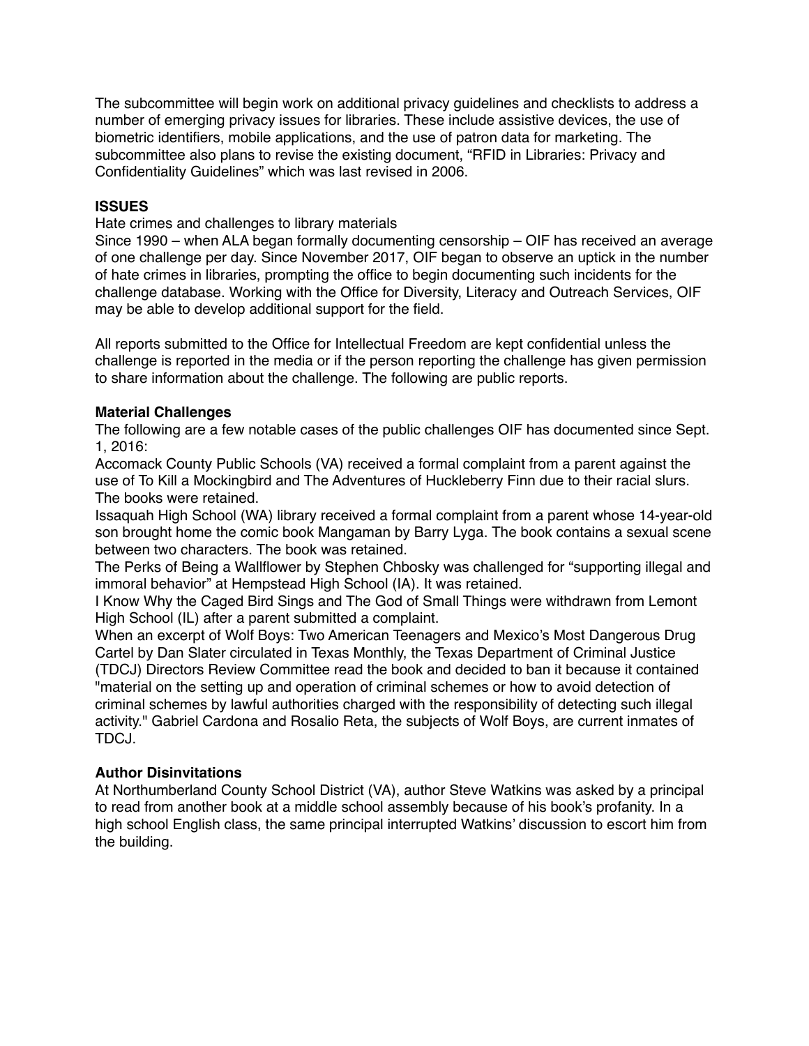The subcommittee will begin work on additional privacy guidelines and checklists to address a number of emerging privacy issues for libraries. These include assistive devices, the use of biometric identifiers, mobile applications, and the use of patron data for marketing. The subcommittee also plans to revise the existing document, "RFID in Libraries: Privacy and Confidentiality Guidelines" which was last revised in 2006.

## ISSUES

Hate crimes and challenges to library materials

Since 1990 – when ALA began formally documenting censorship – OIF has received an average of one challenge per day. Since November 2017, OIF began to observe an uptick in the number of hate crimes in libraries, prompting the office to begin documenting such incidents for the challenge database. Working with the Office for Diversity, Literacy and Outreach Services, OIF may be able to develop additional support for the field.

All reports submitted to the Office for Intellectual Freedom are kept confidential unless the challenge is reported in the media or if the person reporting the challenge has given permission to share information about the challenge. The following are public reports.

### Material Challenges

The following are a few notable cases of the public challenges OIF has documented since Sept. 1, 2016:

Accomack County Public Schools (VA) received a formal complaint from a parent against the use of To Kill a Mockingbird and The Adventures of Huckleberry Finn due to their racial slurs. The books were retained.

Issaquah High School (WA) library received a formal complaint from a parent whose 14-year-old son brought home the comic book Mangaman by Barry Lyga. The book contains a sexual scene between two characters. The book was retained.

The Perks of Being a Wallflower by Stephen Chbosky was challenged for "supporting illegal and immoral behavior" at Hempstead High School (IA). It was retained.

I Know Why the Caged Bird Sings and The God of Small Things were withdrawn from Lemont High School (IL) after a parent submitted a complaint.

When an excerpt of Wolf Boys: Two American Teenagers and Mexico's Most Dangerous Drug Cartel by Dan Slater circulated in Texas Monthly, the Texas Department of Criminal Justice (TDCJ) Directors Review Committee read the book and decided to ban it because it contained "material on the setting up and operation of criminal schemes or how to avoid detection of criminal schemes by lawful authorities charged with the responsibility of detecting such illegal activity." Gabriel Cardona and Rosalio Reta, the subjects of Wolf Boys, are current inmates of TDCJ.

### Author Disinvitations

At Northumberland County School District (VA), author Steve Watkins was asked by a principal to read from another book at a middle school assembly because of his book's profanity. In a high school English class, the same principal interrupted Watkins' discussion to escort him from the building.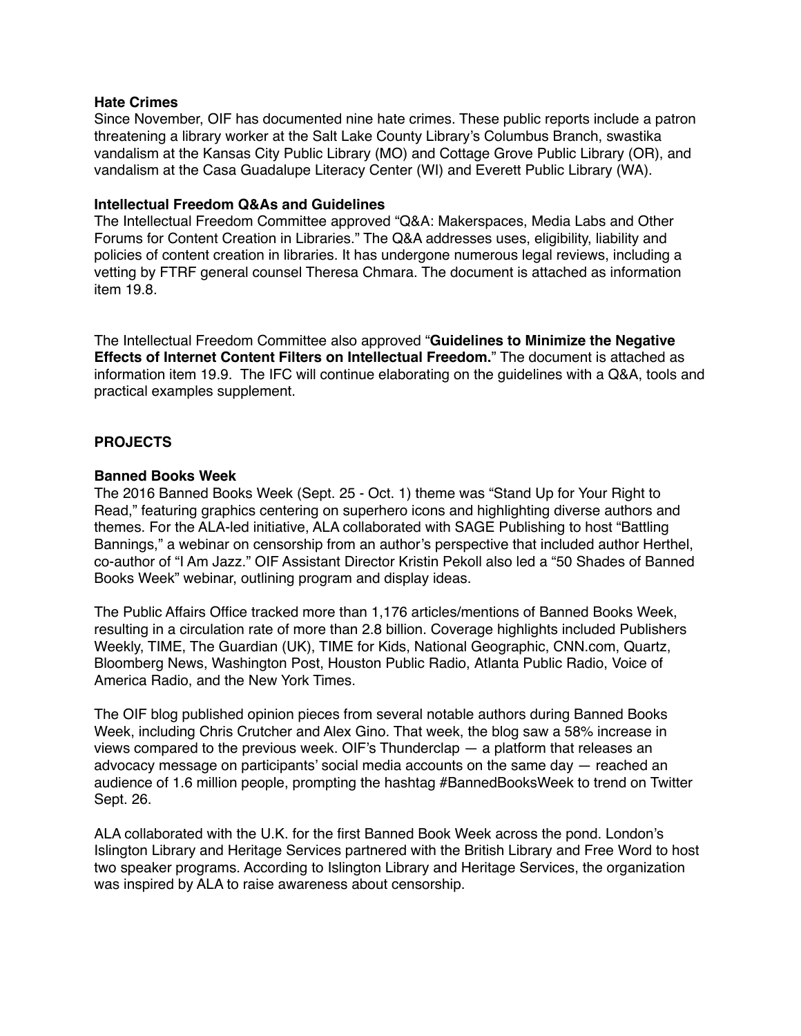**Hate Crimes**

Since November, OIF has documented nine hate crimes. These public reports include a patron threatening a library worker at the Salt Lake County Library's Columbus Branch, swastika vandalism at the Kansas City Public Library (MO) and Cottage Grove Public Library (OR), and vandalism at the Casa Guadalupe Literacy Center (WI) and Everett Public Library (WA).

**Intellectual Freedom Q&As and Guidelines**

The Intellectual Freedom Committee approved "Q&A: Makerspaces, Media Labs and Other Forums for Content Creation in Libraries." The Q&A addresses uses, eligibility, liability and policies of content creation in libraries. It has undergone numerous legal reviews, including a vetting by FTRF general counsel Theresa Chmara. The document is attached as information item 19.8.

The Intellectual Freedom Committee also approved "**Guidelines to Minimize the Negative Effects of Internet Content Filters on Intellectual Freedom.**" The document is attached as information item 19.9. The IFC will continue elaborating on the guidelines with a Q&A, tools and practical examples supplement.

**PROJECTS**

**Banned Books Week**

The 2016 Banned Books Week (Sept. 25 - Oct. 1) theme was "Stand Up for Your Right to Read," featuring graphics centering on superhero icons and highlighting diverse authors and themes. For the ALA-led initiative, ALA collaborated with SAGE Publishing to host "Battling Bannings," a webinar on censorship from an author's perspective that included author Herthel, co-author of "I Am Jazz." OIF Assistant Director Kristin Pekoll also led a "50 Shades of Banned Books Week" webinar, outlining program and display ideas.

The Public Affairs Office tracked more than 1,176 articles/mentions of Banned Books Week, resulting in a circulation rate of more than 2.8 billion. Coverage highlights included Publishers Weekly, TIME, The Guardian (UK), TIME for Kids, National Geographic, CNN.com, Quartz, Bloomberg News, Washington Post, Houston Public Radio, Atlanta Public Radio, Voice of America Radio, and the New York Times.

The OIF blog published opinion pieces from several notable authors during Banned Books Week, including Chris Crutcher and Alex Gino. That week, the blog saw a 58% increase in views compared to the previous week. OIF's Thunderclap — a platform that releases an advocacy message on participants' social media accounts on the same day — reached an audience of 1.6 million people, prompting the hashtag #BannedBooksWeek to trend on Twitter Sept. 26.

ALA collaborated with the U.K. for the first Banned Book Week across the pond. London's Islington Library and Heritage Services partnered with the British Library and Free Word to host two speaker programs. According to Islington Library and Heritage Services, the organization was inspired by ALA to raise awareness about censorship.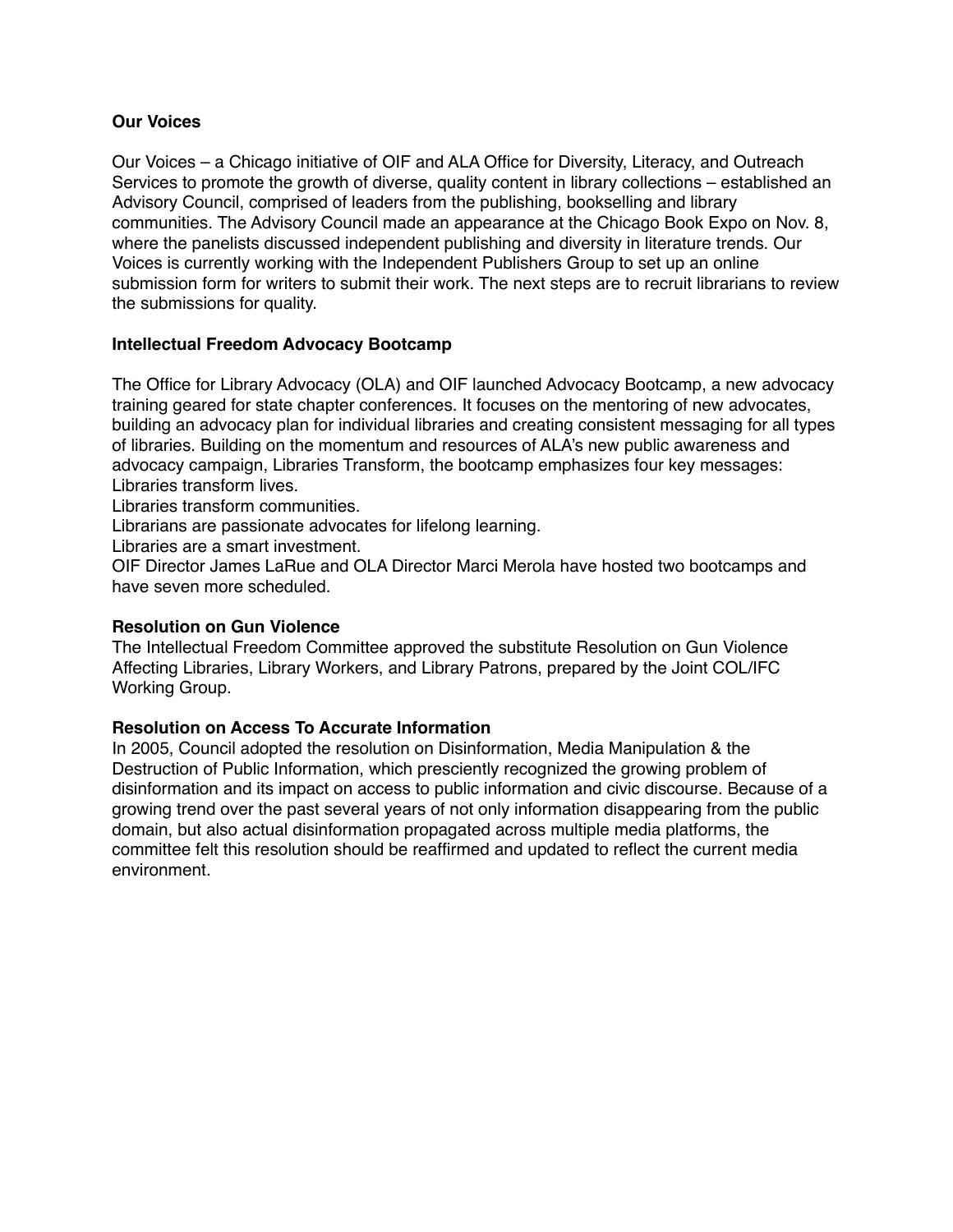**Our Voices**

Our Voices – a Chicago initiative of OIF and ALA Office for Diversity, Literacy, and Outreach Services to promote the growth of diverse, quality content in library collections – established an Advisory Council, comprised of leaders from the publishing, bookselling and library communities. The Advisory Council made an appearance at the Chicago Book Expo on Nov. 8, where the panelists discussed independent publishing and diversity in literature trends. Our Voices is currently working with the Independent Publishers Group to set up an online submission form for writers to submit their work. The next steps are to recruit librarians to review the submissions for quality.

**Intellectual Freedom Advocacy Bootcamp**

The Office for Library Advocacy (OLA) and OIF launched Advocacy Bootcamp, a new advocacy training geared for state chapter conferences. It focuses on the mentoring of new advocates, building an advocacy plan for individual libraries and creating consistent messaging for all types of libraries. Building on the momentum and resources of ALA's new public awareness and advocacy campaign, Libraries Transform, the bootcamp emphasizes four key messages:

Libraries transform lives.

Libraries transform communities.

Librarians are passionate advocates for lifelong learning.

Libraries are a smart investment.

OIF Director James LaRue and OLA Director Marci Merola have hosted two bootcamps and have seven more scheduled.

**Resolution on Gun Violence**

The Intellectual Freedom Committee approved the substitute Resolution on Gun Violence Affecting Libraries, Library Workers, and Library Patrons, prepared by the Joint COL/IFC Working Group.

**Resolution on Access To Accurate Information**

In 2005, Council adopted the resolution on Disinformation, Media Manipulation & the Destruction of Public Information, which presciently recognized the growing problem of disinformation and its impact on access to public information and civic discourse. Because of a growing trend over the past several years of not only information disappearing from the public domain, but also actual disinformation propagated across multiple media platforms, the committee felt this resolution should be reaffirmed and updated to reflect the current media environment.